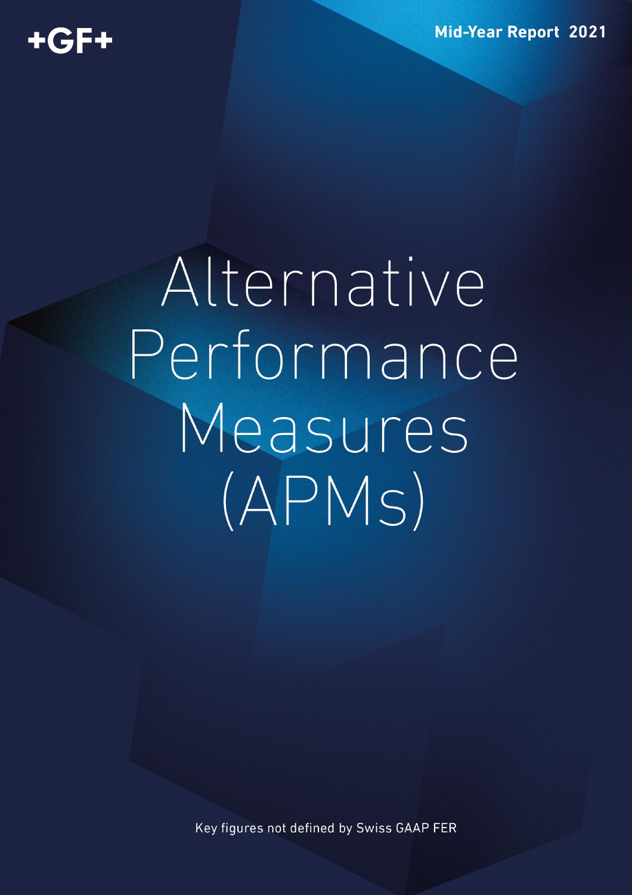+GF+

Mid-Year Report 2021

# Alternative Performance Measures (APMs)

Key figures not defined by Swiss GAAP FER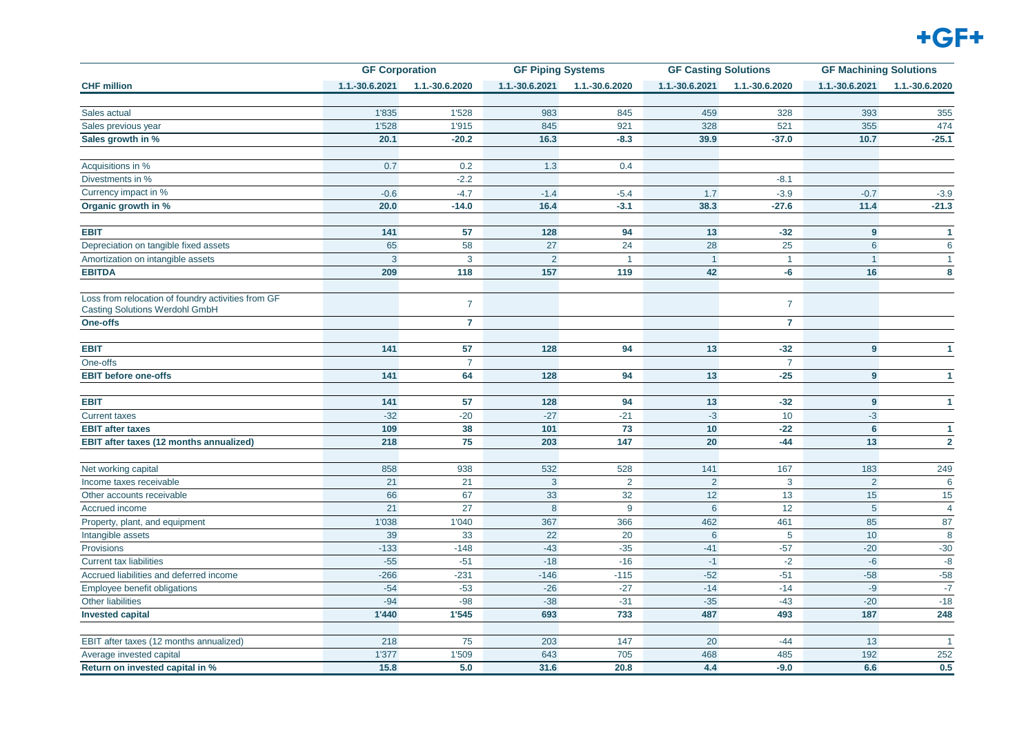| CHF million | GF Corporation | | GF Piping Systems | | GF Casting Solutions | | GF Machining Solutions | |
|---|---|---|---|---|---|---|---|---|
| | 1.1.-30.6.2021 | 1.1.-30.6.2020 | 1.1.-30.6.2021 | 1.1.-30.6.2020 | 1.1.-30.6.2021 | 1.1.-30.6.2020 | 1.1.-30.6.2021 | 1.1.-30.6.2020 |
| Sales actual | 1'835 | 1'528 | 983 | 845 | 459 | 328 | 393 | 355 |
| Sales previous year | 1'528 | 1'915 | 845 | 921 | 328 | 521 | 355 | 474 |
| **Sales growth in %** | **20.1** | **-20.2** | **16.3** | **-8.3** | **39.9** | **-37.0** | **10.7** | **-25.1** |
| Acquisitions in % | 0.7 | 0.2 | 1.3 | 0.4 | | | | |
| Divestments in % | | -2.2 | | | | -8.1 | | |
| Currency impact in % | -0.6 | -4.7 | -1.4 | -5.4 | 1.7 | -3.9 | -0.7 | -3.9 |
| **Organic growth in %** | **20.0** | **-14.0** | **16.4** | **-3.1** | **38.3** | **-27.6** | **11.4** | **-21.3** |
| **EBIT** | **141** | **57** | **128** | **94** | **13** | **-32** | **9** | **1** |
| Depreciation on tangible fixed assets | 65 | 58 | 27 | 24 | 28 | 25 | 6 | 6 |
| Amortization on intangible assets | 3 | 3 | 2 | 1 | 1 | 1 | 1 | 1 |
| **EBITDA** | **209** | **118** | **157** | **119** | **42** | **-6** | **16** | **8** |
| Loss from relocation of foundry activities from GF Casting Solutions Werdohl GmbH | | 7 | | | | 7 | | |
| **One-offs** | | **7** | | | | **7** | | |
| **EBIT** | **141** | **57** | **128** | **94** | **13** | **-32** | **9** | **1** |
| One-offs | | 7 | | | | 7 | | |
| **EBIT before one-offs** | **141** | **64** | **128** | **94** | **13** | **-25** | **9** | **1** |
| **EBIT** | **141** | **57** | **128** | **94** | **13** | **-32** | **9** | **1** |
| Current taxes | -32 | -20 | -27 | -21 | -3 | 10 | -3 | |
| **EBIT after taxes** | **109** | **38** | **101** | **73** | **10** | **-22** | **6** | **1** |
| **EBIT after taxes (12 months annualized)** | **218** | **75** | **203** | **147** | **20** | **-44** | **13** | **2** |
| Net working capital | 858 | 938 | 532 | 528 | 141 | 167 | 183 | 249 |
| Income taxes receivable | 21 | 21 | 3 | 2 | 2 | 3 | 2 | 6 |
| Other accounts receivable | 66 | 67 | 33 | 32 | 12 | 13 | 15 | 15 |
| Accrued income | 21 | 27 | 8 | 9 | 6 | 12 | 5 | 4 |
| Property, plant, and equipment | 1'038 | 1'040 | 367 | 366 | 462 | 461 | 85 | 87 |
| Intangible assets | 39 | 33 | 22 | 20 | 6 | 5 | 10 | 8 |
| Provisions | -133 | -148 | -43 | -35 | -41 | -57 | -20 | -30 |
| Current tax liabilities | -55 | -51 | -18 | -16 | -1 | -2 | -6 | -8 |
| Accrued liabilities and deferred income | -266 | -231 | -146 | -115 | -52 | -51 | -58 | -58 |
| Employee benefit obligations | -54 | -53 | -26 | -27 | -14 | -14 | -9 | -7 |
| Other liabilities | -94 | -98 | -38 | -31 | -35 | -43 | -20 | -18 |
| **Invested capital** | **1'440** | **1'545** | **693** | **733** | **487** | **493** | **187** | **248** |
| EBIT after taxes (12 months annualized) | 218 | 75 | 203 | 147 | 20 | -44 | 13 | 1 |
| Average invested capital | 1'377 | 1'509 | 643 | 705 | 468 | 485 | 192 | 252 |
| **Return on invested capital in %** | **15.8** | **5.0** | **31.6** | **20.8** | **4.4** | **-9.0** | **6.6** | **0.5** |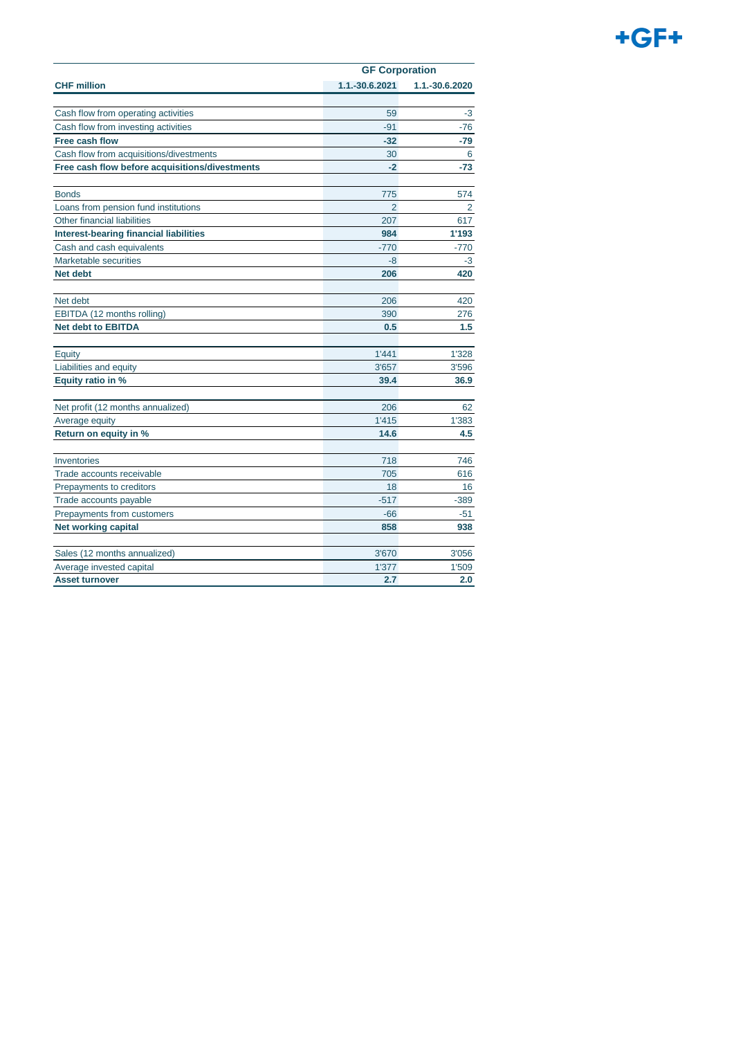| | GF Corporation | |
|---|---|---|
| **CHF million** | **1.1.-30.6.2021** | **1.1.-30.6.2020** |
| | | |
| Cash flow from operating activities | 59 | -3 |
| Cash flow from investing activities | -91 | -76 |
| **Free cash flow** | **-32** | **-79** |
| Cash flow from acquisitions/divestments | 30 | 6 |
| **Free cash flow before acquisitions/divestments** | **-2** | **-73** |
| | | |
| Bonds | 775 | 574 |
| Loans from pension fund institutions | 2 | 2 |
| Other financial liabilities | 207 | 617 |
| **Interest-bearing financial liabilities** | **984** | **1'193** |
| Cash and cash equivalents | -770 | -770 |
| Marketable securities | -8 | -3 |
| **Net debt** | **206** | **420** |
| | | |
| Net debt | 206 | 420 |
| EBITDA (12 months rolling) | 390 | 276 |
| **Net debt to EBITDA** | **0.5** | **1.5** |
| | | |
| Equity | 1'441 | 1'328 |
| Liabilities and equity | 3'657 | 3'596 |
| **Equity ratio in %** | **39.4** | **36.9** |
| | | |
| Net profit (12 months annualized) | 206 | 62 |
| Average equity | 1'415 | 1'383 |
| **Return on equity in %** | **14.6** | **4.5** |
| | | |
| Inventories | 718 | 746 |
| Trade accounts receivable | 705 | 616 |
| Prepayments to creditors | 18 | 16 |
| Trade accounts payable | -517 | -389 |
| Prepayments from customers | -66 | -51 |
| **Net working capital** | **858** | **938** |
| | | |
| Sales (12 months annualized) | 3'670 | 3'056 |
| Average invested capital | 1'377 | 1'509 |
| **Asset turnover** | **2.7** | **2.0** |